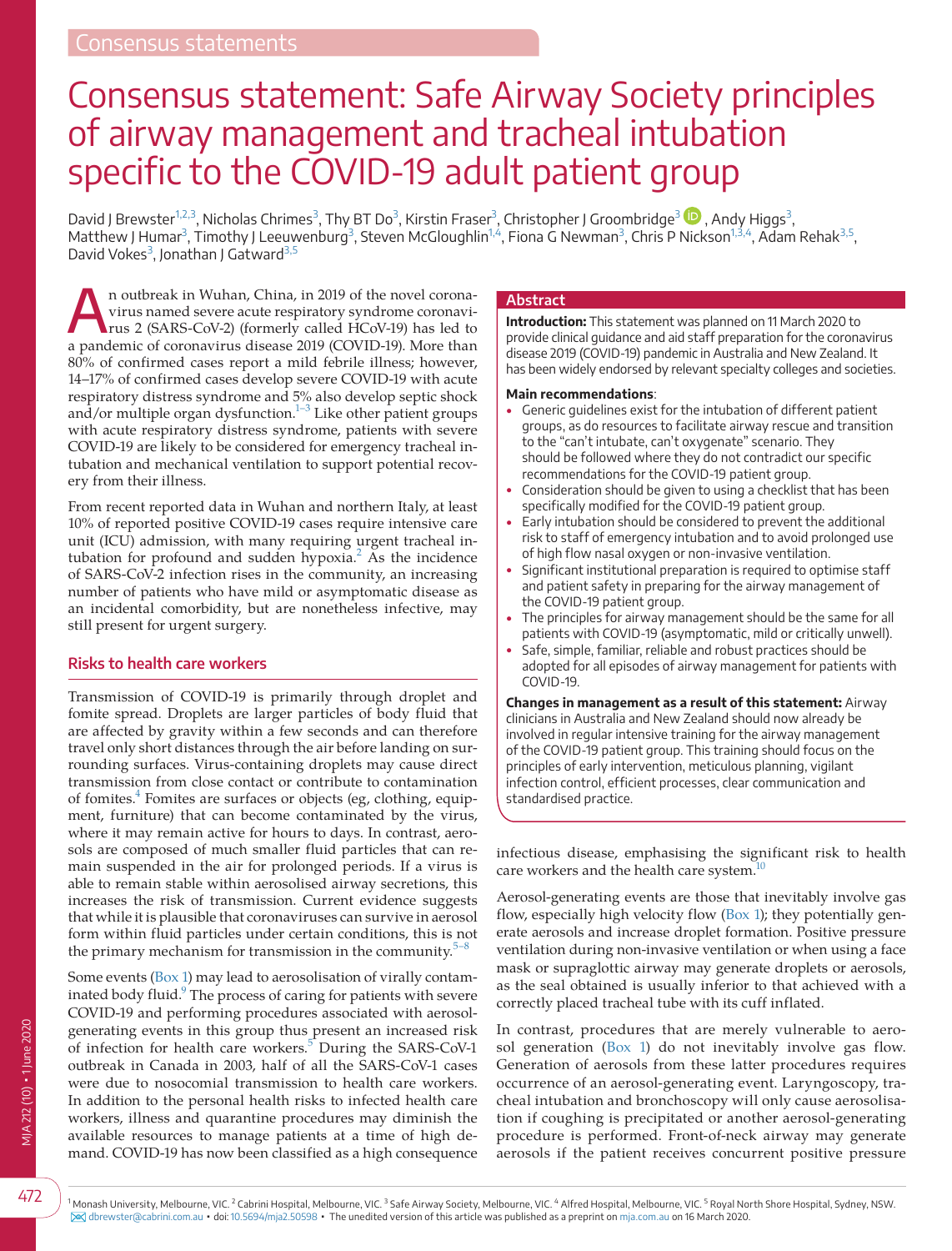Consensus statements

# Consensus statement: Safe Airway Society principles of airway management and tracheal intubation specific to the COVID-19 adult patient group

David J Brewster[1,2,3], Nicholas Chrimes[3], Thy BT Do[3], Kirstin Fraser[3], Christopher J Groombridge[3], Andy Higgs[3], Matthew J Humar[3], Timothy J Leeuwenburg[3], Steven McGloughlin[1,4], Fiona G Newman[3], Chris P Nickson[1,3,4], Adam Rehak[3,5], David Vokes[3], Jonathan J Gatward[3,5]

## Abstract

**Introduction:** This statement was planned on 11 March 2020 to provide clinical guidance and aid staff preparation for the coronavirus disease 2019 (COVID-19) pandemic in Australia and New Zealand. It has been widely endorsed by relevant specialty colleges and societies.

**Main recommendations**:

- Generic guidelines exist for the intubation of different patient groups, as do resources to facilitate airway rescue and transition to the "can't intubate, can't oxygenate" scenario. They should be followed where they do not contradict our specific recommendations for the COVID-19 patient group.
- Consideration should be given to using a checklist that has been specifically modified for the COVID-19 patient group.
- Early intubation should be considered to prevent the additional risk to staff of emergency intubation and to avoid prolonged use of high flow nasal oxygen or non-invasive ventilation.
- Significant institutional preparation is required to optimise staff and patient safety in preparing for the airway management of the COVID-19 patient group.
- The principles for airway management should be the same for all patients with COVID-19 (asymptomatic, mild or critically unwell).
- Safe, simple, familiar, reliable and robust practices should be adopted for all episodes of airway management for patients with COVID-19.

**Changes in management as a result of this statement:** Airway clinicians in Australia and New Zealand should now already be involved in regular intensive training for the airway management of the COVID-19 patient group. This training should focus on the principles of early intervention, meticulous planning, vigilant infection control, efficient processes, clear communication and standardised practice.

An outbreak in Wuhan, China, in 2019 of the novel coronavirus named severe acute respiratory syndrome coronavirus 2 (SARS-CoV-2) (formerly called HCoV-19) has led to a pandemic of coronavirus disease 2019 (COVID-19). More than 80% of confirmed cases report a mild febrile illness; however, 14–17% of confirmed cases develop severe COVID-19 with acute respiratory distress syndrome and 5% also develop septic shock and/or multiple organ dysfunction.[1–3] Like other patient groups with acute respiratory distress syndrome, patients with severe COVID-19 are likely to be considered for emergency tracheal intubation and mechanical ventilation to support potential recovery from their illness.

From recent reported data in Wuhan and northern Italy, at least 10% of reported positive COVID-19 cases require intensive care unit (ICU) admission, with many requiring urgent tracheal intubation for profound and sudden hypoxia.[2] As the incidence of SARS-CoV-2 infection rises in the community, an increasing number of patients who have mild or asymptomatic disease as an incidental comorbidity, but are nonetheless infective, may still present for urgent surgery.

## Risks to health care workers

Transmission of COVID-19 is primarily through droplet and fomite spread. Droplets are larger particles of body fluid that are affected by gravity within a few seconds and can therefore travel only short distances through the air before landing on surrounding surfaces. Virus-containing droplets may cause direct transmission from close contact or contribute to contamination of fomites.[4] Fomites are surfaces or objects (eg, clothing, equipment, furniture) that can become contaminated by the virus, where it may remain active for hours to days. In contrast, aerosols are composed of much smaller fluid particles that can remain suspended in the air for prolonged periods. If a virus is able to remain stable within aerosolised airway secretions, this increases the risk of transmission. Current evidence suggests that while it is plausible that coronaviruses can survive in aerosol form within fluid particles under certain conditions, this is not the primary mechanism for transmission in the community.[5–8]

Some events (Box 1) may lead to aerosolisation of virally contaminated body fluid.[9] The process of caring for patients with severe COVID-19 and performing procedures associated with aerosol-generating events in this group thus present an increased risk of infection for health care workers.[5] During the SARS-CoV-1 outbreak in Canada in 2003, half of all the SARS-CoV-1 cases were due to nosocomial transmission to health care workers. In addition to the personal health risks to infected health care workers, illness and quarantine procedures may diminish the available resources to manage patients at a time of high demand. COVID-19 has now been classified as a high consequence infectious disease, emphasising the significant risk to health care workers and the health care system.[10]

Aerosol-generating events are those that inevitably involve gas flow, especially high velocity flow (Box 1); they potentially generate aerosols and increase droplet formation. Positive pressure ventilation during non-invasive ventilation or when using a face mask or supraglottic airway may generate droplets or aerosols, as the seal obtained is usually inferior to that achieved with a correctly placed tracheal tube with its cuff inflated.

In contrast, procedures that are merely vulnerable to aerosol generation (Box 1) do not inevitably involve gas flow. Generation of aerosols from these latter procedures requires occurrence of an aerosol-generating event. Laryngoscopy, tracheal intubation and bronchoscopy will only cause aerosolisation if coughing is precipitated or another aerosol-generating procedure is performed. Front-of-neck airway may generate aerosols if the patient receives concurrent positive pressure

[1] Monash University, Melbourne, VIC. [2] Cabrini Hospital, Melbourne, VIC. [3] Safe Airway Society, Melbourne, VIC. [4] Alfred Hospital, Melbourne, VIC. [5] Royal North Shore Hospital, Sydney, NSW. dbrewster@cabrini.com.au • doi: 10.5694/mja2.50598 • The unedited version of this article was published as a preprint on mja.com.au on 16 March 2020.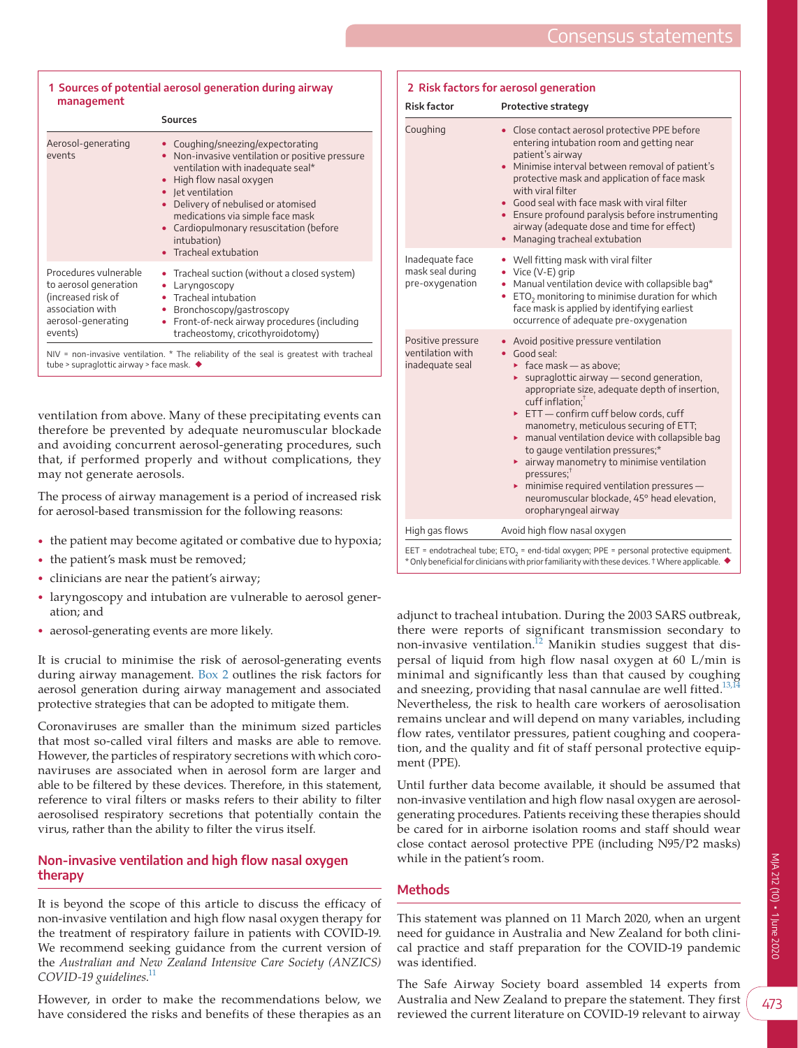**1 Sources of potential aerosol generation during airway management**

| | Sources |
|---|---|
| Aerosol-generating events | • Coughing/sneezing/expectorating<br>• Non-invasive ventilation or positive pressure ventilation with inadequate seal*<br>• High flow nasal oxygen<br>• Jet ventilation<br>• Delivery of nebulised or atomised medications via simple face mask<br>• Cardiopulmonary resuscitation (before intubation)<br>• Tracheal extubation |
| Procedures vulnerable to aerosol generation (increased risk of association with aerosol-generating events) | • Tracheal suction (without a closed system)<br>• Laryngoscopy<br>• Tracheal intubation<br>• Bronchoscopy/gastroscopy<br>• Front-of-neck airway procedures (including tracheostomy, cricothyroidotomy) |

NIV = non-invasive ventilation. * The reliability of the seal is greatest with tracheal tube > supraglottic airway > face mask. ◆

ventilation from above. Many of these precipitating events can therefore be prevented by adequate neuromuscular blockade and avoiding concurrent aerosol-generating procedures, such that, if performed properly and without complications, they may not generate aerosols.

The process of airway management is a period of increased risk for aerosol-based transmission for the following reasons:

- the patient may become agitated or combative due to hypoxia;
- the patient's mask must be removed;
- clinicians are near the patient's airway;
- laryngoscopy and intubation are vulnerable to aerosol generation; and
- aerosol-generating events are more likely.

It is crucial to minimise the risk of aerosol-generating events during airway management. Box 2 outlines the risk factors for aerosol generation during airway management and associated protective strategies that can be adopted to mitigate them.

Coronaviruses are smaller than the minimum sized particles that most so-called viral filters and masks are able to remove. However, the particles of respiratory secretions with which coronaviruses are associated when in aerosol form are larger and able to be filtered by these devices. Therefore, in this statement, reference to viral filters or masks refers to their ability to filter aerosolised respiratory secretions that potentially contain the virus, rather than the ability to filter the virus itself.

## Non-invasive ventilation and high flow nasal oxygen therapy

It is beyond the scope of this article to discuss the efficacy of non-invasive ventilation and high flow nasal oxygen therapy for the treatment of respiratory failure in patients with COVID-19. We recommend seeking guidance from the current version of the *Australian and New Zealand Intensive Care Society (ANZICS) COVID-19 guidelines*.[11]

However, in order to make the recommendations below, we have considered the risks and benefits of these therapies as an adjunct to tracheal intubation. During the 2003 SARS outbreak, there were reports of significant transmission secondary to non-invasive ventilation.[12] Manikin studies suggest that dispersal of liquid from high flow nasal oxygen at 60 L/min is minimal and significantly less than that caused by coughing and sneezing, providing that nasal cannulae are well fitted.[13,14] Nevertheless, the risk to health care workers of aerosolisation remains unclear and will depend on many variables, including flow rates, ventilator pressures, patient coughing and cooperation, and the quality and fit of staff personal protective equipment (PPE).

Until further data become available, it should be assumed that non-invasive ventilation and high flow nasal oxygen are aerosol-generating procedures. Patients receiving these therapies should be cared for in airborne isolation rooms and staff should wear close contact aerosol protective PPE (including N95/P2 masks) while in the patient's room.

**2 Risk factors for aerosol generation**

| Risk factor | Protective strategy |
|---|---|
| Coughing | • Close contact aerosol protective PPE before entering intubation room and getting near patient's airway<br>• Minimise interval between removal of patient's protective mask and application of face mask with viral filter<br>• Good seal with face mask with viral filter<br>• Ensure profound paralysis before instrumenting airway (adequate dose and time for effect)<br>• Managing tracheal extubation |
| Inadequate face mask seal during pre-oxygenation | • Well fitting mask with viral filter<br>• Vice (V-E) grip<br>• Manual ventilation device with collapsible bag*<br>• $ETO_2$ monitoring to minimise duration for which face mask is applied by identifying earliest occurrence of adequate pre-oxygenation |
| Positive pressure ventilation with inadequate seal | • Avoid positive pressure ventilation<br>• Good seal:<br>▸ face mask — as above;<br>▸ supraglottic airway — second generation, appropriate size, adequate depth of insertion, cuff inflation;†<br>▸ ETT — confirm cuff below cords, cuff manometry, meticulous securing of ETT;<br>▸ manual ventilation device with collapsible bag to gauge ventilation pressures;*<br>▸ airway manometry to minimise ventilation pressures;†<br>▸ minimise required ventilation pressures — neuromuscular blockade, 45° head elevation, oropharyngeal airway |
| High gas flows | Avoid high flow nasal oxygen |

EET = endotracheal tube; $ETO_2$ = end-tidal oxygen; PPE = personal protective equipment. * Only beneficial for clinicians with prior familiarity with these devices. † Where applicable. ◆

## Methods

This statement was planned on 11 March 2020, when an urgent need for guidance in Australia and New Zealand for both clinical practice and staff preparation for the COVID-19 pandemic was identified.

The Safe Airway Society board assembled 14 experts from Australia and New Zealand to prepare the statement. They first reviewed the current literature on COVID-19 relevant to airway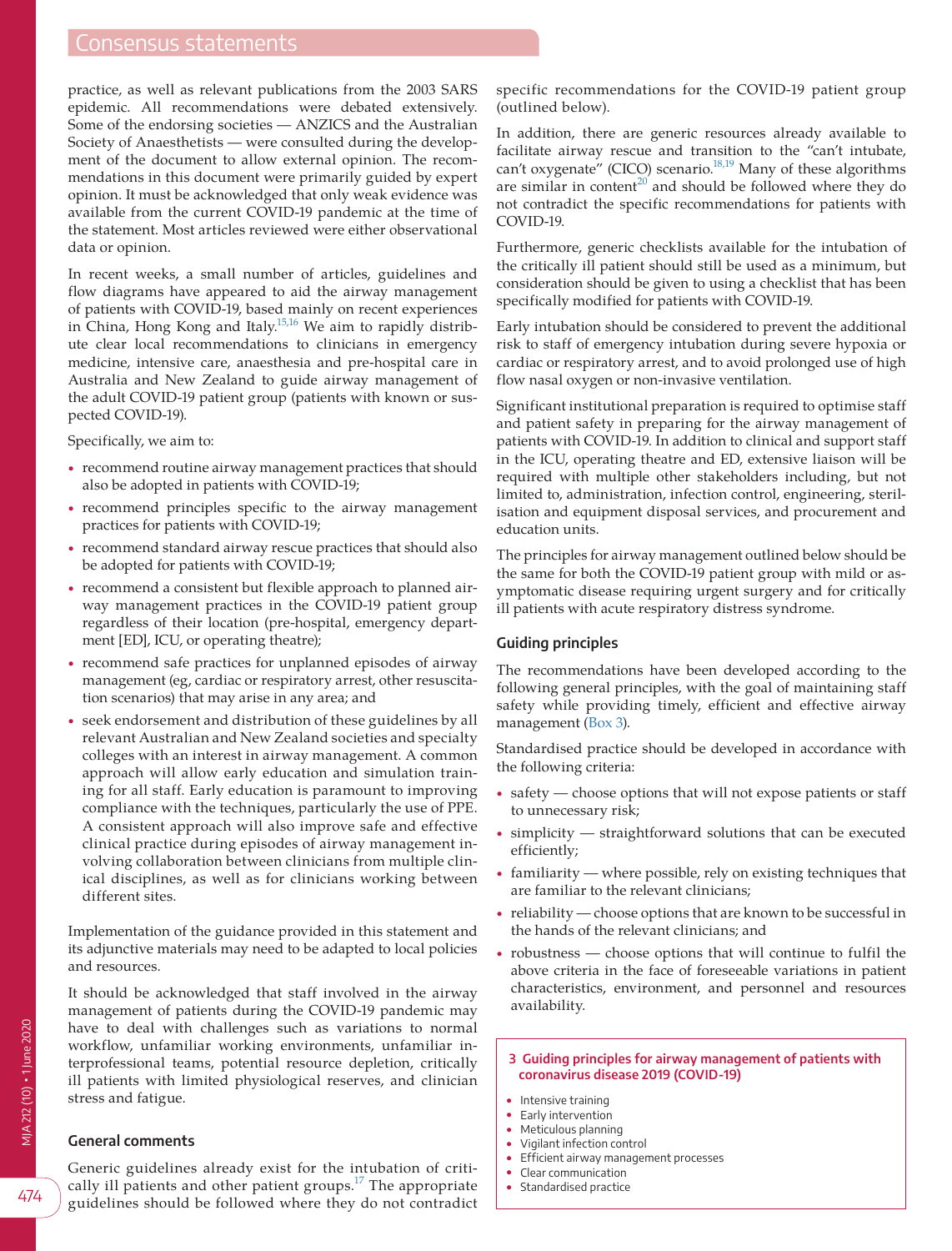practice, as well as relevant publications from the 2003 SARS epidemic. All recommendations were debated extensively. Some of the endorsing societies — ANZICS and the Australian Society of Anaesthetists — were consulted during the development of the document to allow external opinion. The recommendations in this document were primarily guided by expert opinion. It must be acknowledged that only weak evidence was available from the current COVID-19 pandemic at the time of the statement. Most articles reviewed were either observational data or opinion.

In recent weeks, a small number of articles, guidelines and flow diagrams have appeared to aid the airway management of patients with COVID-19, based mainly on recent experiences in China, Hong Kong and Italy.[15,16] We aim to rapidly distribute clear local recommendations to clinicians in emergency medicine, intensive care, anaesthesia and pre-hospital care in Australia and New Zealand to guide airway management of the adult COVID-19 patient group (patients with known or suspected COVID-19).

Specifically, we aim to:

- recommend routine airway management practices that should also be adopted in patients with COVID-19;
- recommend principles specific to the airway management practices for patients with COVID-19;
- recommend standard airway rescue practices that should also be adopted for patients with COVID-19;
- recommend a consistent but flexible approach to planned airway management practices in the COVID-19 patient group regardless of their location (pre-hospital, emergency department [ED], ICU, or operating theatre);
- recommend safe practices for unplanned episodes of airway management (eg, cardiac or respiratory arrest, other resuscitation scenarios) that may arise in any area; and
- seek endorsement and distribution of these guidelines by all relevant Australian and New Zealand societies and specialty colleges with an interest in airway management. A common approach will allow early education and simulation training for all staff. Early education is paramount to improving compliance with the techniques, particularly the use of PPE. A consistent approach will also improve safe and effective clinical practice during episodes of airway management involving collaboration between clinicians from multiple clinical disciplines, as well as for clinicians working between different sites.

Implementation of the guidance provided in this statement and its adjunctive materials may need to be adapted to local policies and resources.

It should be acknowledged that staff involved in the airway management of patients during the COVID-19 pandemic may have to deal with challenges such as variations to normal workflow, unfamiliar working environments, unfamiliar interprofessional teams, potential resource depletion, critically ill patients with limited physiological reserves, and clinician stress and fatigue.

## General comments

Generic guidelines already exist for the intubation of critically ill patients and other patient groups.[17] The appropriate guidelines should be followed where they do not contradict specific recommendations for the COVID-19 patient group (outlined below).

In addition, there are generic resources already available to facilitate airway rescue and transition to the "can't intubate, can't oxygenate" (CICO) scenario.[18,19] Many of these algorithms are similar in content[20] and should be followed where they do not contradict the specific recommendations for patients with COVID-19.

Furthermore, generic checklists available for the intubation of the critically ill patient should still be used as a minimum, but consideration should be given to using a checklist that has been specifically modified for patients with COVID-19.

Early intubation should be considered to prevent the additional risk to staff of emergency intubation during severe hypoxia or cardiac or respiratory arrest, and to avoid prolonged use of high flow nasal oxygen or non-invasive ventilation.

Significant institutional preparation is required to optimise staff and patient safety in preparing for the airway management of patients with COVID-19. In addition to clinical and support staff in the ICU, operating theatre and ED, extensive liaison will be required with multiple other stakeholders including, but not limited to, administration, infection control, engineering, sterilisation and equipment disposal services, and procurement and education units.

The principles for airway management outlined below should be the same for both the COVID-19 patient group with mild or asymptomatic disease requiring urgent surgery and for critically ill patients with acute respiratory distress syndrome.

## Guiding principles

The recommendations have been developed according to the following general principles, with the goal of maintaining staff safety while providing timely, efficient and effective airway management (Box 3).

Standardised practice should be developed in accordance with the following criteria:

- safety — choose options that will not expose patients or staff to unnecessary risk;
- simplicity — straightforward solutions that can be executed efficiently;
- familiarity — where possible, rely on existing techniques that are familiar to the relevant clinicians;
- reliability — choose options that are known to be successful in the hands of the relevant clinicians; and
- robustness — choose options that will continue to fulfil the above criteria in the face of foreseeable variations in patient characteristics, environment, and personnel and resources availability.

**3 Guiding principles for airway management of patients with coronavirus disease 2019 (COVID-19)**

- Intensive training
- Early intervention
- Meticulous planning
- Vigilant infection control
- Efficient airway management processes
- Clear communication
- Standardised practice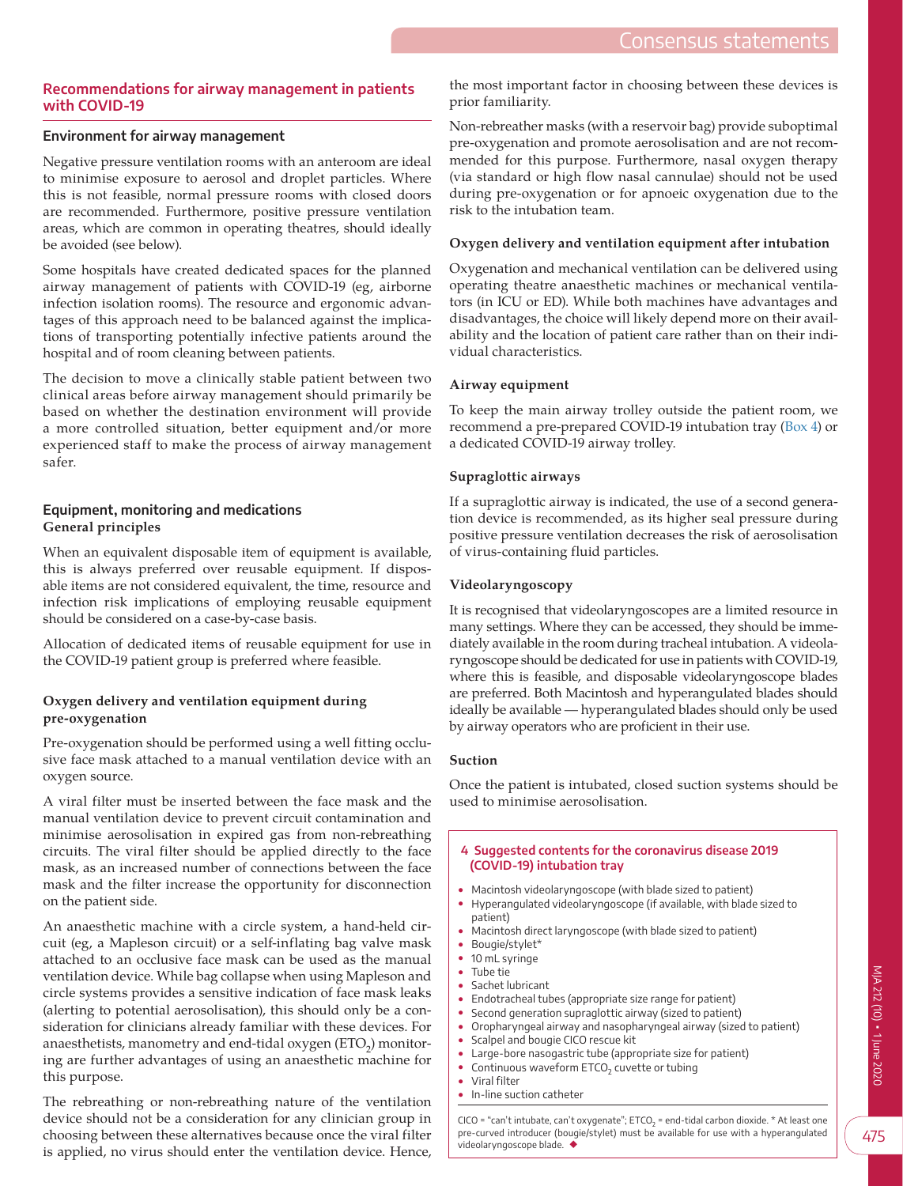## Recommendations for airway management in patients with COVID-19

### Environment for airway management

Negative pressure ventilation rooms with an anteroom are ideal to minimise exposure to aerosol and droplet particles. Where this is not feasible, normal pressure rooms with closed doors are recommended. Furthermore, positive pressure ventilation areas, which are common in operating theatres, should ideally be avoided (see below).

Some hospitals have created dedicated spaces for the planned airway management of patients with COVID-19 (eg, airborne infection isolation rooms). The resource and ergonomic advantages of this approach need to be balanced against the implications of transporting potentially infective patients around the hospital and of room cleaning between patients.

The decision to move a clinically stable patient between two clinical areas before airway management should primarily be based on whether the destination environment will provide a more controlled situation, better equipment and/or more experienced staff to make the process of airway management safer.

### Equipment, monitoring and medications

#### General principles

When an equivalent disposable item of equipment is available, this is always preferred over reusable equipment. If disposable items are not considered equivalent, the time, resource and infection risk implications of employing reusable equipment should be considered on a case-by-case basis.

Allocation of dedicated items of reusable equipment for use in the COVID-19 patient group is preferred where feasible.

#### Oxygen delivery and ventilation equipment during pre-oxygenation

Pre-oxygenation should be performed using a well fitting occlusive face mask attached to a manual ventilation device with an oxygen source.

A viral filter must be inserted between the face mask and the manual ventilation device to prevent circuit contamination and minimise aerosolisation in expired gas from non-rebreathing circuits. The viral filter should be applied directly to the face mask, as an increased number of connections between the face mask and the filter increase the opportunity for disconnection on the patient side.

An anaesthetic machine with a circle system, a hand-held circuit (eg, a Mapleson circuit) or a self-inflating bag valve mask attached to an occlusive face mask can be used as the manual ventilation device. While bag collapse when using Mapleson and circle systems provides a sensitive indication of face mask leaks (alerting to potential aerosolisation), this should only be a consideration for clinicians already familiar with these devices. For anaesthetists, manometry and end-tidal oxygen ($ETO_2$) monitoring are further advantages of using an anaesthetic machine for this purpose.

The rebreathing or non-rebreathing nature of the ventilation device should not be a consideration for any clinician group in choosing between these alternatives because once the viral filter is applied, no virus should enter the ventilation device. Hence, the most important factor in choosing between these devices is prior familiarity.

Non-rebreather masks (with a reservoir bag) provide suboptimal pre-oxygenation and promote aerosolisation and are not recommended for this purpose. Furthermore, nasal oxygen therapy (via standard or high flow nasal cannulae) should not be used during pre-oxygenation or for apnoeic oxygenation due to the risk to the intubation team.

#### Oxygen delivery and ventilation equipment after intubation

Oxygenation and mechanical ventilation can be delivered using operating theatre anaesthetic machines or mechanical ventilators (in ICU or ED). While both machines have advantages and disadvantages, the choice will likely depend more on their availability and the location of patient care rather than on their individual characteristics.

#### Airway equipment

To keep the main airway trolley outside the patient room, we recommend a pre-prepared COVID-19 intubation tray (Box 4) or a dedicated COVID-19 airway trolley.

#### Supraglottic airways

If a supraglottic airway is indicated, the use of a second generation device is recommended, as its higher seal pressure during positive pressure ventilation decreases the risk of aerosolisation of virus-containing fluid particles.

#### Videolaryngoscopy

It is recognised that videolaryngoscopes are a limited resource in many settings. Where they can be accessed, they should be immediately available in the room during tracheal intubation. A videolaryngoscope should be dedicated for use in patients with COVID-19, where this is feasible, and disposable videolaryngoscope blades are preferred. Both Macintosh and hyperangulated blades should ideally be available — hyperangulated blades should only be used by airway operators who are proficient in their use.

#### Suction

Once the patient is intubated, closed suction systems should be used to minimise aerosolisation.

**4 Suggested contents for the coronavirus disease 2019 (COVID-19) intubation tray**

- Macintosh videolaryngoscope (with blade sized to patient)
- Hyperangulated videolaryngoscope (if available, with blade sized to patient)
- Macintosh direct laryngoscope (with blade sized to patient)
- Bougie/stylet*
- 10 mL syringe
- Tube tie
- Sachet lubricant
- Endotracheal tubes (appropriate size range for patient)
- Second generation supraglottic airway (sized to patient)
- Oropharyngeal airway and nasopharyngeal airway (sized to patient)
- Scalpel and bougie CICO rescue kit
- Large-bore nasogastric tube (appropriate size for patient)
- Continuous waveform $ETCO_2$ cuvette or tubing
- Viral filter
- In-line suction catheter

CICO = "can't intubate, can't oxygenate"; $ETCO_2$ = end-tidal carbon dioxide. * At least one pre-curved introducer (bougie/stylet) must be available for use with a hyperangulated videolaryngoscope blade. ◆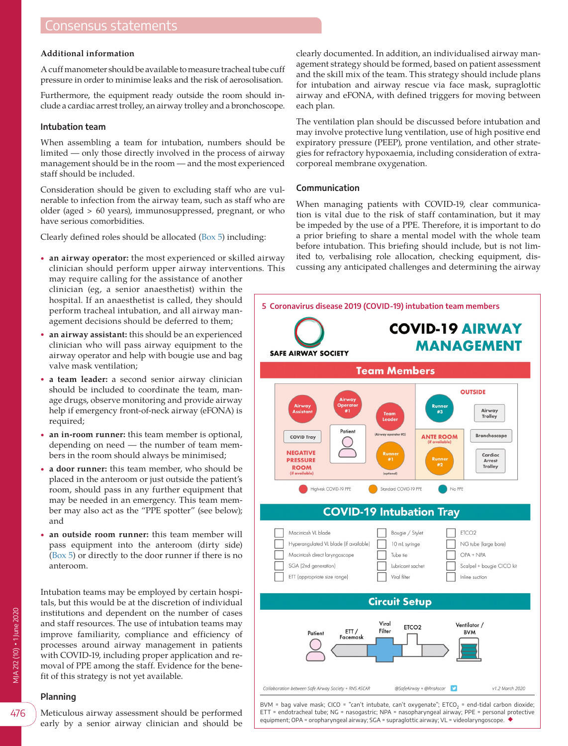## Additional information

A cuff manometer should be available to measure tracheal tube cuff pressure in order to minimise leaks and the risk of aerosolisation.

Furthermore, the equipment ready outside the room should include a cardiac arrest trolley, an airway trolley and a bronchoscope.

### Intubation team

When assembling a team for intubation, numbers should be limited — only those directly involved in the process of airway management should be in the room — and the most experienced staff should be included.

Consideration should be given to excluding staff who are vulnerable to infection from the airway team, such as staff who are older (aged > 60 years), immunosuppressed, pregnant, or who have serious comorbidities.

Clearly defined roles should be allocated (Box 5) including:

- **an airway operator:** the most experienced or skilled airway clinician should perform upper airway interventions. This may require calling for the assistance of another clinician (eg, a senior anaesthetist) within the hospital. If an anaesthetist is called, they should perform tracheal intubation, and all airway management decisions should be deferred to them;
- **an airway assistant:** this should be an experienced clinician who will pass airway equipment to the airway operator and help with bougie use and bag valve mask ventilation;
- **a team leader:** a second senior airway clinician should be included to coordinate the team, manage drugs, observe monitoring and provide airway help if emergency front-of-neck airway (eFONA) is required;
- **an in-room runner:** this team member is optional, depending on need — the number of team members in the room should always be minimised;
- **a door runner:** this team member, who should be placed in the anteroom or just outside the patient's room, should pass in any further equipment that may be needed in an emergency. This team member may also act as the "PPE spotter" (see below); and
- **an outside room runner:** this team member will pass equipment into the anteroom (dirty side) (Box 5) or directly to the door runner if there is no anteroom.

Intubation teams may be employed by certain hospitals, but this would be at the discretion of individual institutions and dependent on the number of cases and staff resources. The use of intubation teams may improve familiarity, compliance and efficiency of processes around airway management in patients with COVID-19, including proper application and removal of PPE among the staff. Evidence for the benefit of this strategy is not yet available.

### Planning

Meticulous airway assessment should be performed early by a senior airway clinician and should be clearly documented. In addition, an individualised airway management strategy should be formed, based on patient assessment and the skill mix of the team. This strategy should include plans for intubation and airway rescue via face mask, supraglottic airway and eFONA, with defined triggers for moving between each plan.

The ventilation plan should be discussed before intubation and may involve protective lung ventilation, use of high positive end expiratory pressure (PEEP), prone ventilation, and other strategies for refractory hypoxaemia, including consideration of extracorporeal membrane oxygenation.

### Communication

When managing patients with COVID-19, clear communication is vital due to the risk of staff contamination, but it may be impeded by the use of a PPE. Therefore, it is important to do a prior briefing to share a mental model with the whole team before intubation. This briefing should include, but is not limited to, verbalising role allocation, checking equipment, discussing any anticipated challenges and determining the airway

**5 Coronavirus disease 2019 (COVID-19) intubation team members**

SAFE AIRWAY SOCIETY

**COVID-19 AIRWAY MANAGEMENT**

**Team Members**

NEGATIVE PRESSURE ROOM (if available): Airway Assistant; Airway Operator #1; Team Leader (Airway operator #2); Patient; COVID Tray; Runner #1 (optional)

ANTE ROOM (if available): Runner #2

OUTSIDE: Runner #3; Airway Trolley; Bronchoscope; Cardiac Arrest Trolley

Key: High-risk COVID-19 PPE; Standard COVID-19 PPE; No PPE

**COVID-19 Intubation Tray**

| | | |
|---|---|---|
| Macintosh VL blade | Bougie / Stylet | ETCO2 |
| Hyperangulated VL blade (if available) | 10 mL syringe | NG tube (large bore) |
| Macintosh direct laryngoscope | Tube tie | OPA + NPA |
| SGA (2nd generation) | Lubricant sachet | Scalpel + bougie CICO kit |
| ETT (appropriate size range) | Viral filter | Inline suction |

**Circuit Setup**

Patient → ETT / Facemask → Viral Filter → ETCO2 → Ventilator / BVM

Collaboration between Safe Airway Society + RNS ASCAR   @SafeAirway + @RnsAscar   v1.2 March 2020

BVM = bag valve mask; CICO = "can't intubate, can't oxygenate"; $ETCO_2$ = end-tidal carbon dioxide; ETT = endotracheal tube; NG = nasogastric; NPA = nasopharyngeal airway; PPE = personal protective equipment; OPA = oropharyngeal airway; SGA = supraglottic airway; VL = videolaryngoscope. ◆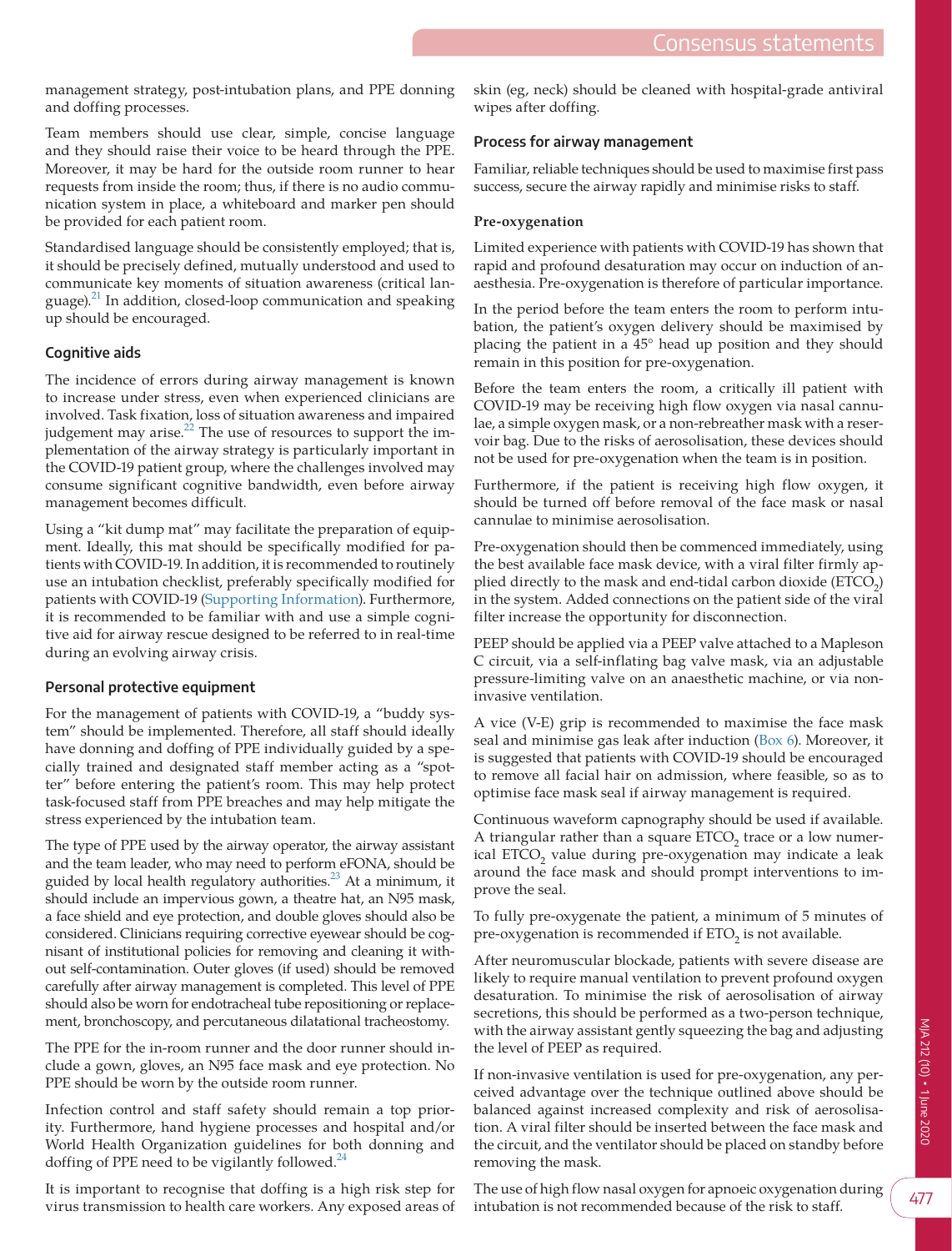management strategy, post-intubation plans, and PPE donning and doffing processes.

Team members should use clear, simple, concise language and they should raise their voice to be heard through the PPE. Moreover, it may be hard for the outside room runner to hear requests from inside the room; thus, if there is no audio communication system in place, a whiteboard and marker pen should be provided for each patient room.

Standardised language should be consistently employed; that is, it should be precisely defined, mutually understood and used to communicate key moments of situation awareness (critical language).[21] In addition, closed-loop communication and speaking up should be encouraged.

## Cognitive aids

The incidence of errors during airway management is known to increase under stress, even when experienced clinicians are involved. Task fixation, loss of situation awareness and impaired judgement may arise.[22] The use of resources to support the implementation of the airway strategy is particularly important in the COVID-19 patient group, where the challenges involved may consume significant cognitive bandwidth, even before airway management becomes difficult.

Using a "kit dump mat" may facilitate the preparation of equipment. Ideally, this mat should be specifically modified for patients with COVID-19. In addition, it is recommended to routinely use an intubation checklist, preferably specifically modified for patients with COVID-19 (Supporting Information). Furthermore, it is recommended to be familiar with and use a simple cognitive aid for airway rescue designed to be referred to in real-time during an evolving airway crisis.

## Personal protective equipment

For the management of patients with COVID-19, a "buddy system" should be implemented. Therefore, all staff should ideally have donning and doffing of PPE individually guided by a specially trained and designated staff member acting as a "spotter" before entering the patient's room. This may help protect task-focused staff from PPE breaches and may help mitigate the stress experienced by the intubation team.

The type of PPE used by the airway operator, the airway assistant and the team leader, who may need to perform eFONA, should be guided by local health regulatory authorities.[23] At a minimum, it should include an impervious gown, a theatre hat, an N95 mask, a face shield and eye protection, and double gloves should also be considered. Clinicians requiring corrective eyewear should be cognisant of institutional policies for removing and cleaning it without self-contamination. Outer gloves (if used) should be removed carefully after airway management is completed. This level of PPE should also be worn for endotracheal tube repositioning or replacement, bronchoscopy, and percutaneous dilatational tracheostomy.

The PPE for the in-room runner and the door runner should include a gown, gloves, an N95 face mask and eye protection. No PPE should be worn by the outside room runner.

Infection control and staff safety should remain a top priority. Furthermore, hand hygiene processes and hospital and/or World Health Organization guidelines for both donning and doffing of PPE need to be vigilantly followed.[24]

It is important to recognise that doffing is a high risk step for virus transmission to health care workers. Any exposed areas of skin (eg, neck) should be cleaned with hospital-grade antiviral wipes after doffing.

## Process for airway management

Familiar, reliable techniques should be used to maximise first pass success, secure the airway rapidly and minimise risks to staff.

### Pre-oxygenation

Limited experience with patients with COVID-19 has shown that rapid and profound desaturation may occur on induction of anaesthesia. Pre-oxygenation is therefore of particular importance.

In the period before the team enters the room to perform intubation, the patient's oxygen delivery should be maximised by placing the patient in a 45° head up position and they should remain in this position for pre-oxygenation.

Before the team enters the room, a critically ill patient with COVID-19 may be receiving high flow oxygen via nasal cannulae, a simple oxygen mask, or a non-rebreather mask with a reservoir bag. Due to the risks of aerosolisation, these devices should not be used for pre-oxygenation when the team is in position.

Furthermore, if the patient is receiving high flow oxygen, it should be turned off before removal of the face mask or nasal cannulae to minimise aerosolisation.

Pre-oxygenation should then be commenced immediately, using the best available face mask device, with a viral filter firmly applied directly to the mask and end-tidal carbon dioxide ($ETCO_2$) in the system. Added connections on the patient side of the viral filter increase the opportunity for disconnection.

PEEP should be applied via a PEEP valve attached to a Mapleson C circuit, via a self-inflating bag valve mask, via an adjustable pressure-limiting valve on an anaesthetic machine, or via non-invasive ventilation.

A vice (V-E) grip is recommended to maximise the face mask seal and minimise gas leak after induction (Box 6). Moreover, it is suggested that patients with COVID-19 should be encouraged to remove all facial hair on admission, where feasible, so as to optimise face mask seal if airway management is required.

Continuous waveform capnography should be used if available. A triangular rather than a square $ETCO_2$ trace or a low numerical $ETCO_2$ value during pre-oxygenation may indicate a leak around the face mask and should prompt interventions to improve the seal.

To fully pre-oxygenate the patient, a minimum of 5 minutes of pre-oxygenation is recommended if $ETO_2$ is not available.

After neuromuscular blockade, patients with severe disease are likely to require manual ventilation to prevent profound oxygen desaturation. To minimise the risk of aerosolisation of airway secretions, this should be performed as a two-person technique, with the airway assistant gently squeezing the bag and adjusting the level of PEEP as required.

If non-invasive ventilation is used for pre-oxygenation, any perceived advantage over the technique outlined above should be balanced against increased complexity and risk of aerosolisation. A viral filter should be inserted between the face mask and the circuit, and the ventilator should be placed on standby before removing the mask.

The use of high flow nasal oxygen for apnoeic oxygenation during intubation is not recommended because of the risk to staff.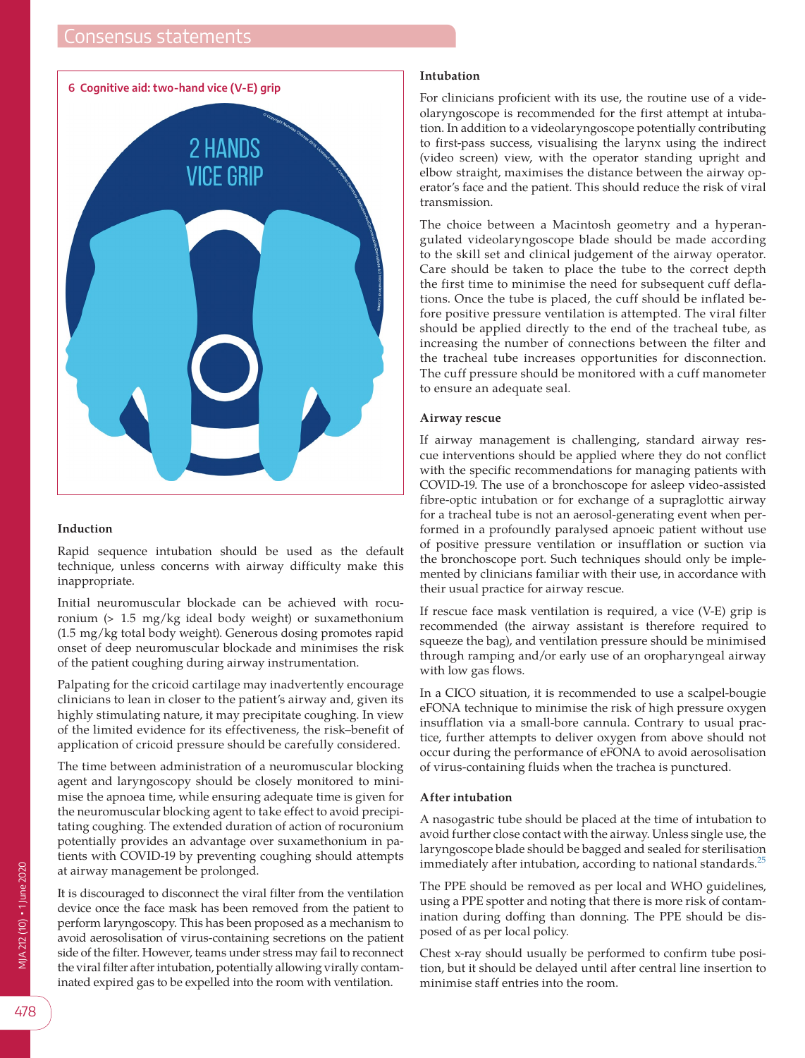**6 Cognitive aid: two-hand vice (V-E) grip**

### Induction

Rapid sequence intubation should be used as the default technique, unless concerns with airway difficulty make this inappropriate.

Initial neuromuscular blockade can be achieved with rocuronium (> 1.5 mg/kg ideal body weight) or suxamethonium (1.5 mg/kg total body weight). Generous dosing promotes rapid onset of deep neuromuscular blockade and minimises the risk of the patient coughing during airway instrumentation.

Palpating for the cricoid cartilage may inadvertently encourage clinicians to lean in closer to the patient's airway and, given its highly stimulating nature, it may precipitate coughing. In view of the limited evidence for its effectiveness, the risk–benefit of application of cricoid pressure should be carefully considered.

The time between administration of a neuromuscular blocking agent and laryngoscopy should be closely monitored to minimise the apnoea time, while ensuring adequate time is given for the neuromuscular blocking agent to take effect to avoid precipitating coughing. The extended duration of action of rocuronium potentially provides an advantage over suxamethonium in patients with COVID-19 by preventing coughing should attempts at airway management be prolonged.

It is discouraged to disconnect the viral filter from the ventilation device once the face mask has been removed from the patient to perform laryngoscopy. This has been proposed as a mechanism to avoid aerosolisation of virus-containing secretions on the patient side of the filter. However, teams under stress may fail to reconnect the viral filter after intubation, potentially allowing virally contaminated expired gas to be expelled into the room with ventilation.

### Intubation

For clinicians proficient with its use, the routine use of a videolaryngoscope is recommended for the first attempt at intubation. In addition to a videolaryngoscope potentially contributing to first-pass success, visualising the larynx using the indirect (video screen) view, with the operator standing upright and elbow straight, maximises the distance between the airway operator's face and the patient. This should reduce the risk of viral transmission.

The choice between a Macintosh geometry and a hyperangulated videolaryngoscope blade should be made according to the skill set and clinical judgement of the airway operator. Care should be taken to place the tube to the correct depth the first time to minimise the need for subsequent cuff deflations. Once the tube is placed, the cuff should be inflated before positive pressure ventilation is attempted. The viral filter should be applied directly to the end of the tracheal tube, as increasing the number of connections between the filter and the tracheal tube increases opportunities for disconnection. The cuff pressure should be monitored with a cuff manometer to ensure an adequate seal.

### Airway rescue

If airway management is challenging, standard airway rescue interventions should be applied where they do not conflict with the specific recommendations for managing patients with COVID-19. The use of a bronchoscope for asleep video-assisted fibre-optic intubation or for exchange of a supraglottic airway for a tracheal tube is not an aerosol-generating event when performed in a profoundly paralysed apnoeic patient without use of positive pressure ventilation or insufflation or suction via the bronchoscope port. Such techniques should only be implemented by clinicians familiar with their use, in accordance with their usual practice for airway rescue.

If rescue face mask ventilation is required, a vice (V-E) grip is recommended (the airway assistant is therefore required to squeeze the bag), and ventilation pressure should be minimised through ramping and/or early use of an oropharyngeal airway with low gas flows.

In a CICO situation, it is recommended to use a scalpel-bougie eFONA technique to minimise the risk of high pressure oxygen insufflation via a small-bore cannula. Contrary to usual practice, further attempts to deliver oxygen from above should not occur during the performance of eFONA to avoid aerosolisation of virus-containing fluids when the trachea is punctured.

### After intubation

A nasogastric tube should be placed at the time of intubation to avoid further close contact with the airway. Unless single use, the laryngoscope blade should be bagged and sealed for sterilisation immediately after intubation, according to national standards.[25]

The PPE should be removed as per local and WHO guidelines, using a PPE spotter and noting that there is more risk of contamination during doffing than donning. The PPE should be disposed of as per local policy.

Chest x-ray should usually be performed to confirm tube position, but it should be delayed until after central line insertion to minimise staff entries into the room.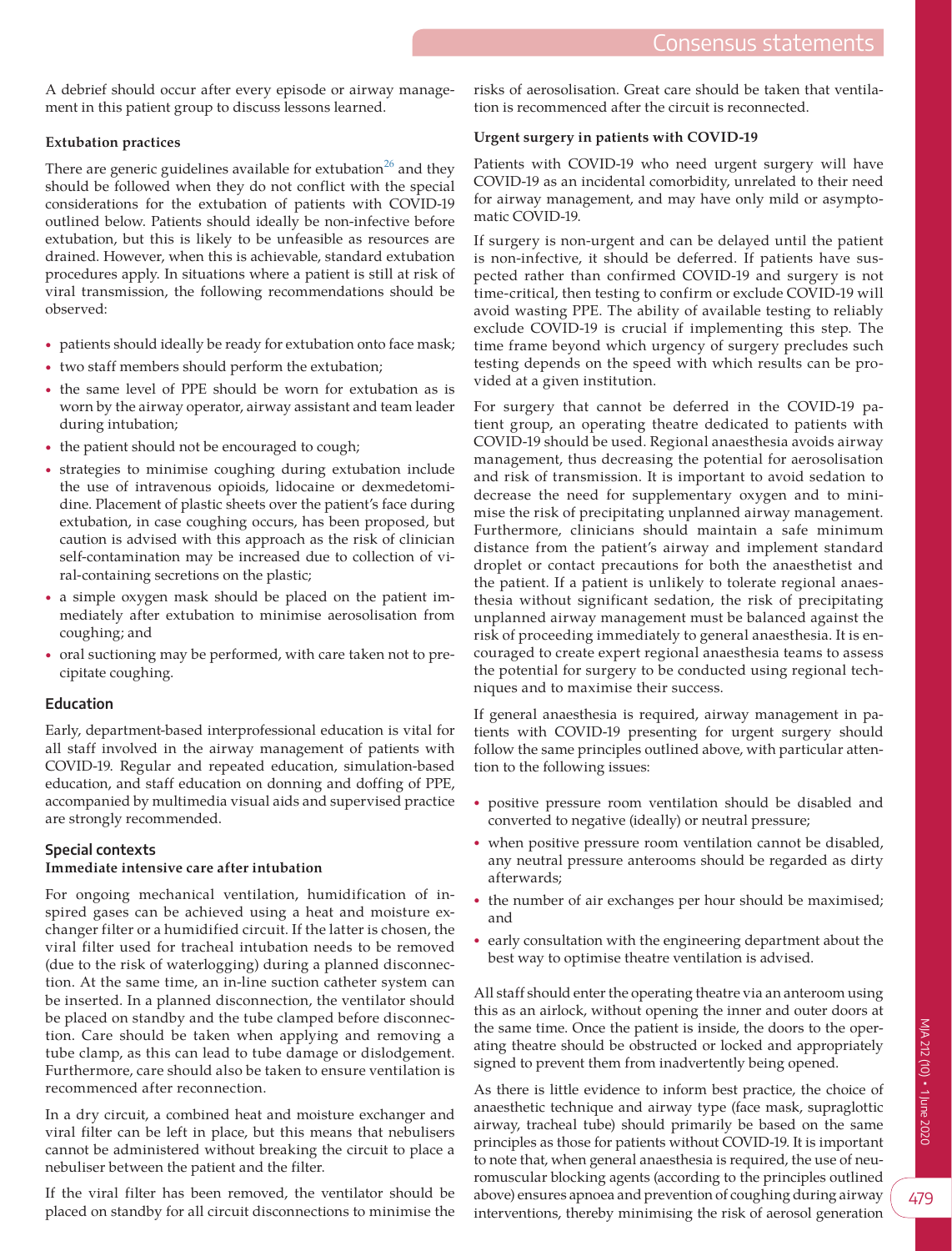A debrief should occur after every episode or airway management in this patient group to discuss lessons learned.

**Extubation practices**

There are generic guidelines available for extubation[26] and they should be followed when they do not conflict with the special considerations for the extubation of patients with COVID-19 outlined below. Patients should ideally be non-infective before extubation, but this is likely to be unfeasible as resources are drained. However, when this is achievable, standard extubation procedures apply. In situations where a patient is still at risk of viral transmission, the following recommendations should be observed:

- patients should ideally be ready for extubation onto face mask;
- two staff members should perform the extubation;
- the same level of PPE should be worn for extubation as is worn by the airway operator, airway assistant and team leader during intubation;
- the patient should not be encouraged to cough;
- strategies to minimise coughing during extubation include the use of intravenous opioids, lidocaine or dexmedetomidine. Placement of plastic sheets over the patient's face during extubation, in case coughing occurs, has been proposed, but caution is advised with this approach as the risk of clinician self-contamination may be increased due to collection of viral-containing secretions on the plastic;
- a simple oxygen mask should be placed on the patient immediately after extubation to minimise aerosolisation from coughing; and
- oral suctioning may be performed, with care taken not to precipitate coughing.

## Education

Early, department-based interprofessional education is vital for all staff involved in the airway management of patients with COVID-19. Regular and repeated education, simulation-based education, and staff education on donning and doffing of PPE, accompanied by multimedia visual aids and supervised practice are strongly recommended.

## Special contexts

**Immediate intensive care after intubation**

For ongoing mechanical ventilation, humidification of inspired gases can be achieved using a heat and moisture exchanger filter or a humidified circuit. If the latter is chosen, the viral filter used for tracheal intubation needs to be removed (due to the risk of waterlogging) during a planned disconnection. At the same time, an in-line suction catheter system can be inserted. In a planned disconnection, the ventilator should be placed on standby and the tube clamped before disconnection. Care should be taken when applying and removing a tube clamp, as this can lead to tube damage or dislodgement. Furthermore, care should also be taken to ensure ventilation is recommenced after reconnection.

In a dry circuit, a combined heat and moisture exchanger and viral filter can be left in place, but this means that nebulisers cannot be administered without breaking the circuit to place a nebuliser between the patient and the filter.

If the viral filter has been removed, the ventilator should be placed on standby for all circuit disconnections to minimise the risks of aerosolisation. Great care should be taken that ventilation is recommenced after the circuit is reconnected.

**Urgent surgery in patients with COVID-19**

Patients with COVID-19 who need urgent surgery will have COVID-19 as an incidental comorbidity, unrelated to their need for airway management, and may have only mild or asymptomatic COVID-19.

If surgery is non-urgent and can be delayed until the patient is non-infective, it should be deferred. If patients have suspected rather than confirmed COVID-19 and surgery is not time-critical, then testing to confirm or exclude COVID-19 will avoid wasting PPE. The ability of available testing to reliably exclude COVID-19 is crucial if implementing this step. The time frame beyond which urgency of surgery precludes such testing depends on the speed with which results can be provided at a given institution.

For surgery that cannot be deferred in the COVID-19 patient group, an operating theatre dedicated to patients with COVID-19 should be used. Regional anaesthesia avoids airway management, thus decreasing the potential for aerosolisation and risk of transmission. It is important to avoid sedation to decrease the need for supplementary oxygen and to minimise the risk of precipitating unplanned airway management. Furthermore, clinicians should maintain a safe minimum distance from the patient's airway and implement standard droplet or contact precautions for both the anaesthetist and the patient. If a patient is unlikely to tolerate regional anaesthesia without significant sedation, the risk of precipitating unplanned airway management must be balanced against the risk of proceeding immediately to general anaesthesia. It is encouraged to create expert regional anaesthesia teams to assess the potential for surgery to be conducted using regional techniques and to maximise their success.

If general anaesthesia is required, airway management in patients with COVID-19 presenting for urgent surgery should follow the same principles outlined above, with particular attention to the following issues:

- positive pressure room ventilation should be disabled and converted to negative (ideally) or neutral pressure;
- when positive pressure room ventilation cannot be disabled, any neutral pressure anterooms should be regarded as dirty afterwards;
- the number of air exchanges per hour should be maximised; and
- early consultation with the engineering department about the best way to optimise theatre ventilation is advised.

All staff should enter the operating theatre via an anteroom using this as an airlock, without opening the inner and outer doors at the same time. Once the patient is inside, the doors to the operating theatre should be obstructed or locked and appropriately signed to prevent them from inadvertently being opened.

As there is little evidence to inform best practice, the choice of anaesthetic technique and airway type (face mask, supraglottic airway, tracheal tube) should primarily be based on the same principles as those for patients without COVID-19. It is important to note that, when general anaesthesia is required, the use of neuromuscular blocking agents (according to the principles outlined above) ensures apnoea and prevention of coughing during airway interventions, thereby minimising the risk of aerosol generation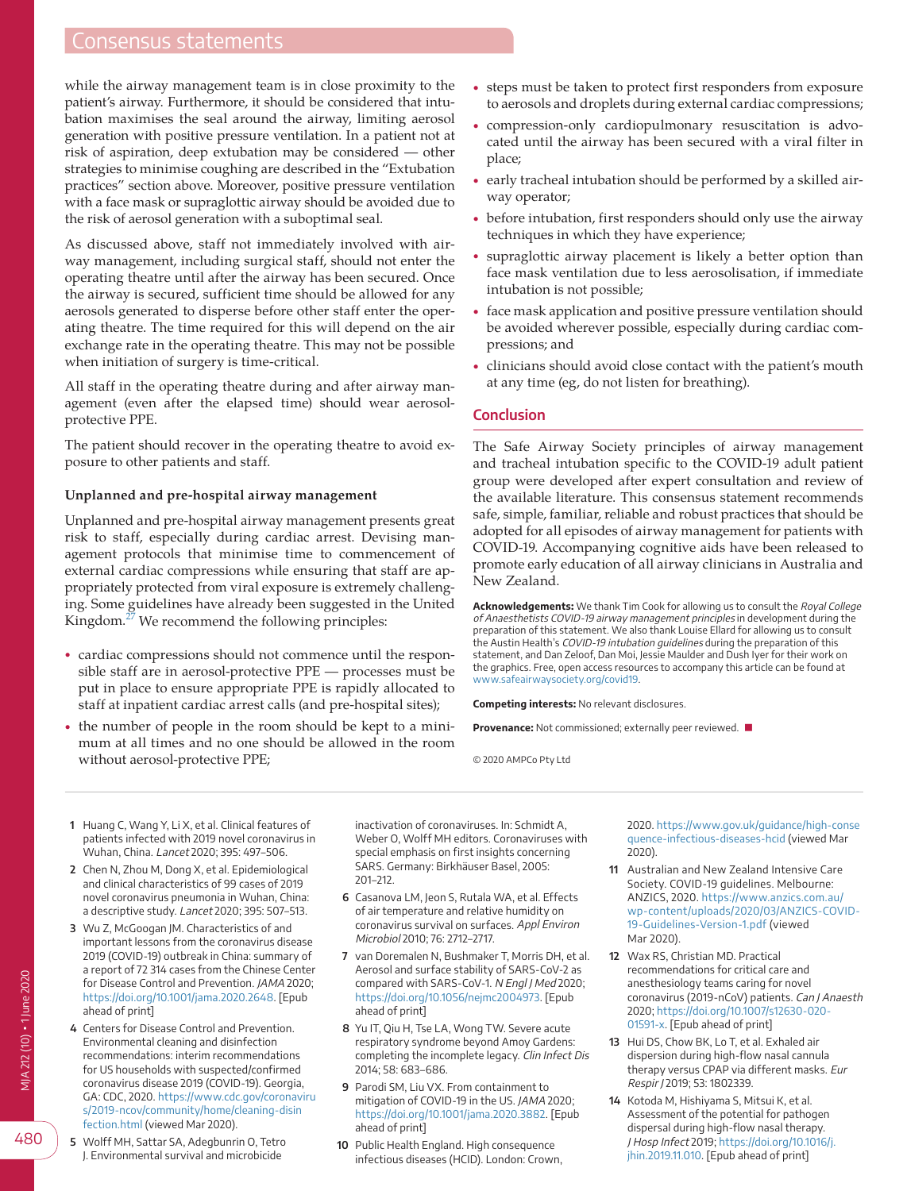while the airway management team is in close proximity to the patient's airway. Furthermore, it should be considered that intubation maximises the seal around the airway, limiting aerosol generation with positive pressure ventilation. In a patient not at risk of aspiration, deep extubation may be considered — other strategies to minimise coughing are described in the "Extubation practices" section above. Moreover, positive pressure ventilation with a face mask or supraglottic airway should be avoided due to the risk of aerosol generation with a suboptimal seal.

As discussed above, staff not immediately involved with airway management, including surgical staff, should not enter the operating theatre until after the airway has been secured. Once the airway is secured, sufficient time should be allowed for any aerosols generated to disperse before other staff enter the operating theatre. The time required for this will depend on the air exchange rate in the operating theatre. This may not be possible when initiation of surgery is time-critical.

All staff in the operating theatre during and after airway management (even after the elapsed time) should wear aerosol-protective PPE.

The patient should recover in the operating theatre to avoid exposure to other patients and staff.

### Unplanned and pre-hospital airway management

Unplanned and pre-hospital airway management presents great risk to staff, especially during cardiac arrest. Devising management protocols that minimise time to commencement of external cardiac compressions while ensuring that staff are appropriately protected from viral exposure is extremely challenging. Some guidelines have already been suggested in the United Kingdom.[27] We recommend the following principles:

- cardiac compressions should not commence until the responsible staff are in aerosol-protective PPE — processes must be put in place to ensure appropriate PPE is rapidly allocated to staff at inpatient cardiac arrest calls (and pre-hospital sites);
- the number of people in the room should be kept to a minimum at all times and no one should be allowed in the room without aerosol-protective PPE;
- steps must be taken to protect first responders from exposure to aerosols and droplets during external cardiac compressions;
- compression-only cardiopulmonary resuscitation is advocated until the airway has been secured with a viral filter in place;
- early tracheal intubation should be performed by a skilled airway operator;
- before intubation, first responders should only use the airway techniques in which they have experience;
- supraglottic airway placement is likely a better option than face mask ventilation due to less aerosolisation, if immediate intubation is not possible;
- face mask application and positive pressure ventilation should be avoided wherever possible, especially during cardiac compressions; and
- clinicians should avoid close contact with the patient's mouth at any time (eg, do not listen for breathing).

## Conclusion

The Safe Airway Society principles of airway management and tracheal intubation specific to the COVID-19 adult patient group were developed after expert consultation and review of the available literature. This consensus statement recommends safe, simple, familiar, reliable and robust practices that should be adopted for all episodes of airway management for patients with COVID-19. Accompanying cognitive aids have been released to promote early education of all airway clinicians in Australia and New Zealand.

**Acknowledgements:** We thank Tim Cook for allowing us to consult the *Royal College of Anaesthetists COVID-19 airway management principles* in development during the preparation of this statement. We also thank Louise Ellard for allowing us to consult the Austin Health's *COVID-19 intubation guidelines* during the preparation of this statement, and Dan Zeloof, Dan Moi, Jessie Maulder and Dush Iyer for their work on the graphics. Free, open access resources to accompany this article can be found at www.safeairwaysociety.org/covid19.

**Competing interests:** No relevant disclosures.

**Provenance:** Not commissioned; externally peer reviewed. ■

© 2020 AMPCo Pty Ltd

1. Huang C, Wang Y, Li X, et al. Clinical features of patients infected with 2019 novel coronavirus in Wuhan, China. *Lancet* 2020; 395: 497–506.
2. Chen N, Zhou M, Dong X, et al. Epidemiological and clinical characteristics of 99 cases of 2019 novel coronavirus pneumonia in Wuhan, China: a descriptive study. *Lancet* 2020; 395: 507–513.
3. Wu Z, McGoogan JM. Characteristics of and important lessons from the coronavirus disease 2019 (COVID-19) outbreak in China: summary of a report of 72 314 cases from the Chinese Center for Disease Control and Prevention. *JAMA* 2020; https://doi.org/10.1001/jama.2020.2648. [Epub ahead of print]
4. Centers for Disease Control and Prevention. Environmental cleaning and disinfection recommendations: interim recommendations for US households with suspected/confirmed coronavirus disease 2019 (COVID-19). Georgia, GA: CDC, 2020. https://www.cdc.gov/coronavirus/2019-ncov/community/home/cleaning-disinfection.html (viewed Mar 2020).
5. Wolff MH, Sattar SA, Adegbunrin O, Tetro J. Environmental survival and microbicide inactivation of coronaviruses. In: Schmidt A, Weber O, Wolff MH editors. Coronaviruses with special emphasis on first insights concerning SARS. Germany: Birkhäuser Basel, 2005: 201–212.
6. Casanova LM, Jeon S, Rutala WA, et al. Effects of air temperature and relative humidity on coronavirus survival on surfaces. *Appl Environ Microbiol* 2010; 76: 2712–2717.
7. van Doremalen N, Bushmaker T, Morris DH, et al. Aerosol and surface stability of SARS-CoV-2 as compared with SARS-CoV-1. *N Engl J Med* 2020; https://doi.org/10.1056/nejmc2004973. [Epub ahead of print]
8. Yu IT, Qiu H, Tse LA, Wong TW. Severe acute respiratory syndrome beyond Amoy Gardens: completing the incomplete legacy. *Clin Infect Dis* 2014; 58: 683–686.
9. Parodi SM, Liu VX. From containment to mitigation of COVID-19 in the US. *JAMA* 2020; https://doi.org/10.1001/jama.2020.3882. [Epub ahead of print]
10. Public Health England. High consequence infectious diseases (HCID). London: Crown, 2020. https://www.gov.uk/guidance/high-consequence-infectious-diseases-hcid (viewed Mar 2020).
11. Australian and New Zealand Intensive Care Society. COVID-19 guidelines. Melbourne: ANZICS, 2020. https://www.anzics.com.au/wp-content/uploads/2020/03/ANZICS-COVID-19-Guidelines-Version-1.pdf (viewed Mar 2020).
12. Wax RS, Christian MD. Practical recommendations for critical care and anesthesiology teams caring for novel coronavirus (2019-nCoV) patients. *Can J Anaesth* 2020; https://doi.org/10.1007/s12630-020-01591-x. [Epub ahead of print]
13. Hui DS, Chow BK, Lo T, et al. Exhaled air dispersion during high-flow nasal cannula therapy versus CPAP via different masks. *Eur Respir J* 2019; 53: 1802339.
14. Kotoda M, Hishiyama S, Mitsui K, et al. Assessment of the potential for pathogen dispersal during high-flow nasal therapy. *J Hosp Infect* 2019; https://doi.org/10.1016/j.jhin.2019.11.010. [Epub ahead of print]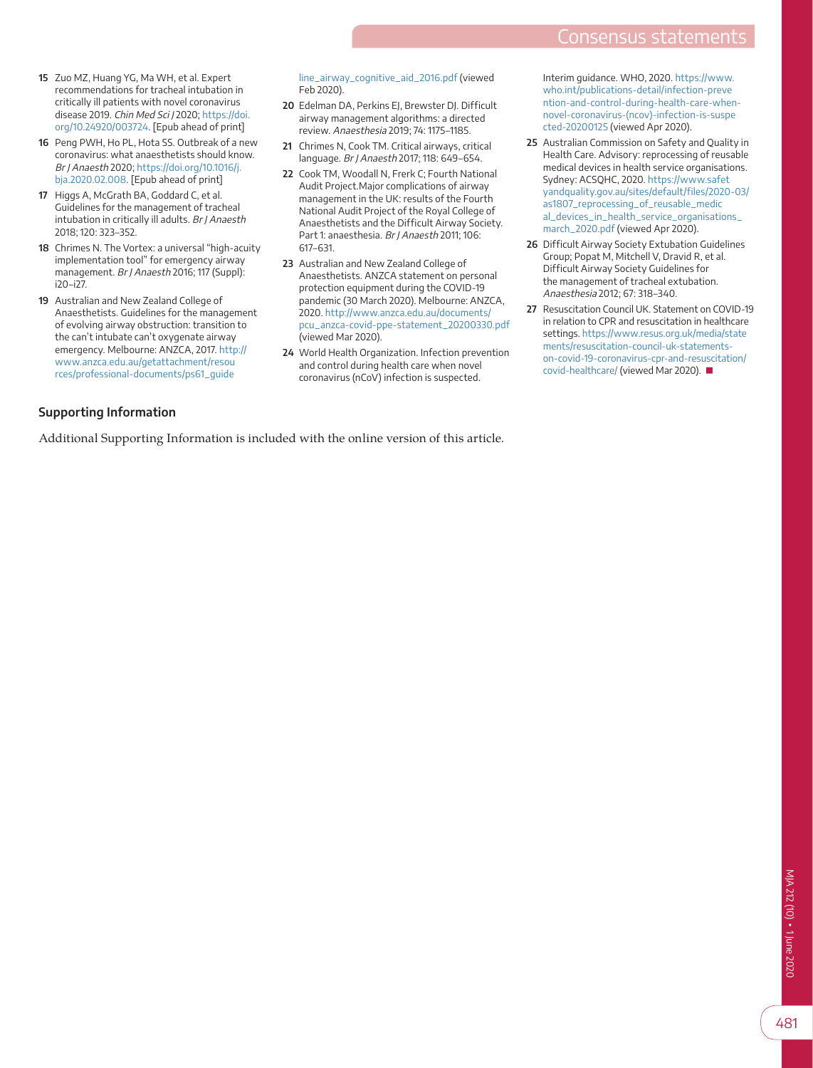15 Zuo MZ, Huang YG, Ma WH, et al. Expert recommendations for tracheal intubation in critically ill patients with novel coronavirus disease 2019. *Chin Med Sci J* 2020; https://doi.org/10.24920/003724. [Epub ahead of print]

16 Peng PWH, Ho PL, Hota SS. Outbreak of a new coronavirus: what anaesthetists should know. *Br J Anaesth* 2020; https://doi.org/10.1016/j.bja.2020.02.008. [Epub ahead of print]

17 Higgs A, McGrath BA, Goddard C, et al. Guidelines for the management of tracheal intubation in critically ill adults. *Br J Anaesth* 2018; 120: 323–352.

18 Chrimes N. The Vortex: a universal "high-acuity implementation tool" for emergency airway management. *Br J Anaesth* 2016; 117 (Suppl): i20–i27.

19 Australian and New Zealand College of Anaesthetists. Guidelines for the management of evolving airway obstruction: transition to the can't intubate can't oxygenate airway emergency. Melbourne: ANZCA, 2017. http://www.anzca.edu.au/getattachment/resources/professional-documents/ps61_guideline_airway_cognitive_aid_2016.pdf (viewed Feb 2020).

20 Edelman DA, Perkins EJ, Brewster DJ. Difficult airway management algorithms: a directed review. *Anaesthesia* 2019; 74: 1175–1185.

21 Chrimes N, Cook TM. Critical airways, critical language. *Br J Anaesth* 2017; 118: 649–654.

22 Cook TM, Woodall N, Frerk C; Fourth National Audit Project. Major complications of airway management in the UK: results of the Fourth National Audit Project of the Royal College of Anaesthetists and the Difficult Airway Society. Part 1: anaesthesia. *Br J Anaesth* 2011; 106: 617–631.

23 Australian and New Zealand College of Anaesthetists. ANZCA statement on personal protection equipment during the COVID-19 pandemic (30 March 2020). Melbourne: ANZCA, 2020. http://www.anzca.edu.au/documents/pcu_anzca-covid-ppe-statement_20200330.pdf (viewed Mar 2020).

24 World Health Organization. Infection prevention and control during health care when novel coronavirus (nCoV) infection is suspected. Interim guidance. WHO, 2020. https://www.who.int/publications-detail/infection-prevention-and-control-during-health-care-when-novel-coronavirus-(ncov)-infection-is-suspected-20200125 (viewed Apr 2020).

25 Australian Commission on Safety and Quality in Health Care. Advisory: reprocessing of reusable medical devices in health service organisations. Sydney: ACSQHC, 2020. https://www.safetyandquality.gov.au/sites/default/files/2020-03/as1807_reprocessing_of_reusable_medical_devices_in_health_service_organisations_march_2020.pdf (viewed Apr 2020).

26 Difficult Airway Society Extubation Guidelines Group; Popat M, Mitchell V, Dravid R, et al. Difficult Airway Society Guidelines for the management of tracheal extubation. *Anaesthesia* 2012; 67: 318–340.

27 Resuscitation Council UK. Statement on COVID-19 in relation to CPR and resuscitation in healthcare settings. https://www.resus.org.uk/media/statements/resuscitation-council-uk-statements-on-covid-19-coronavirus-cpr-and-resuscitation/covid-healthcare/ (viewed Mar 2020). ■

## Supporting Information

Additional Supporting Information is included with the online version of this article.